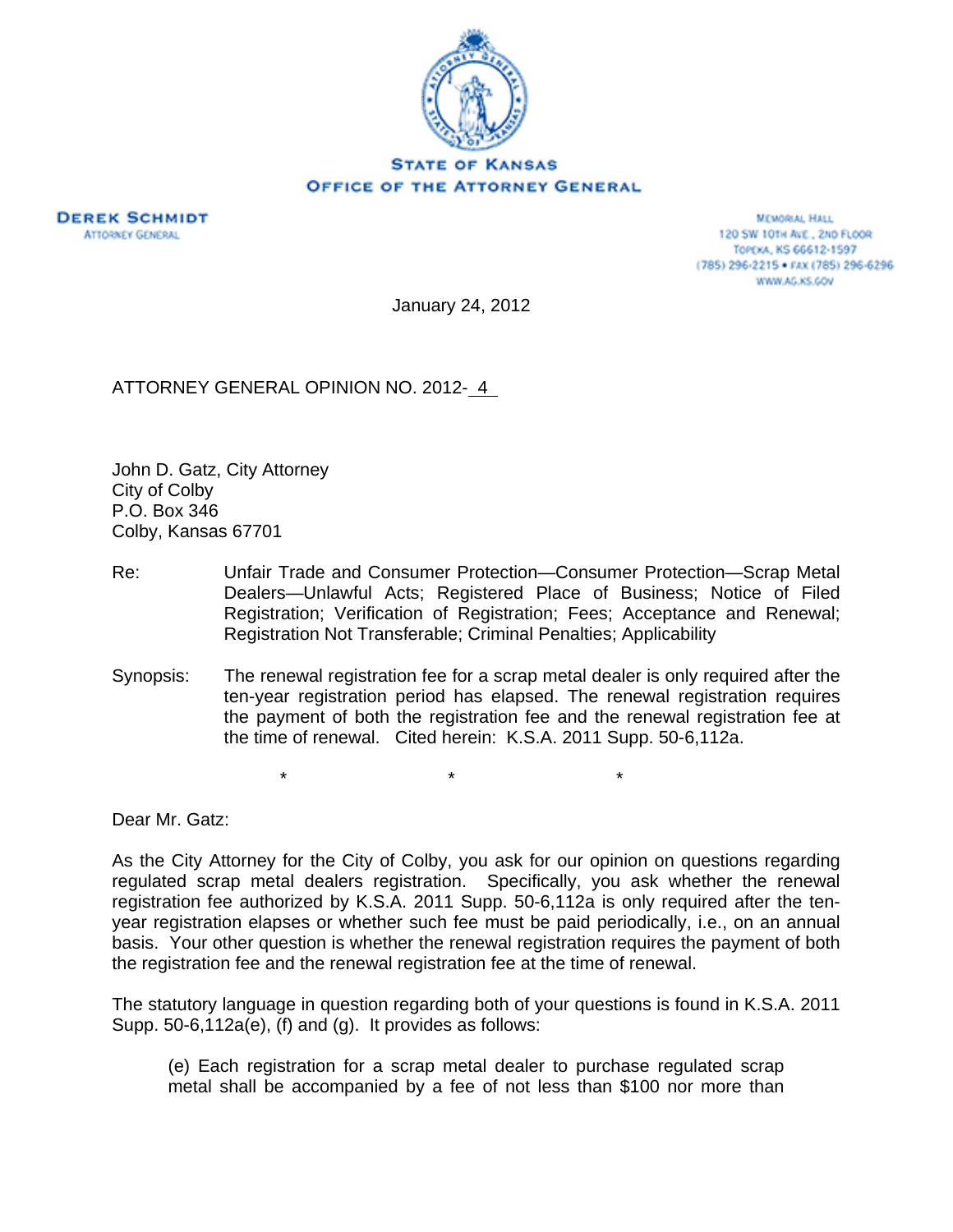STATE OF KANSAS
OFFICE OF THE ATTORNEY GENERAL

**DEREK SCHMIDT**
ATTORNEY GENERAL

MEMORIAL HALL
120 SW 10TH AVE., 2ND FLOOR
TOPEKA, KS 66612-1597
(785) 296-2215 • FAX (785) 296-6296
WWW.AG.KS.GOV

January 24, 2012

ATTORNEY GENERAL OPINION NO. 2012- 4

John D. Gatz, City Attorney
City of Colby
P.O. Box 346
Colby, Kansas 67701

Re: Unfair Trade and Consumer Protection—Consumer Protection—Scrap Metal Dealers—Unlawful Acts; Registered Place of Business; Notice of Filed Registration; Verification of Registration; Fees; Acceptance and Renewal; Registration Not Transferable; Criminal Penalties; Applicability

Synopsis: The renewal registration fee for a scrap metal dealer is only required after the ten-year registration period has elapsed. The renewal registration requires the payment of both the registration fee and the renewal registration fee at the time of renewal. Cited herein: K.S.A. 2011 Supp. 50-6,112a.

\* \* \*

Dear Mr. Gatz:

As the City Attorney for the City of Colby, you ask for our opinion on questions regarding regulated scrap metal dealers registration. Specifically, you ask whether the renewal registration fee authorized by K.S.A. 2011 Supp. 50-6,112a is only required after the ten-year registration elapses or whether such fee must be paid periodically, i.e., on an annual basis. Your other question is whether the renewal registration requires the payment of both the registration fee and the renewal registration fee at the time of renewal.

The statutory language in question regarding both of your questions is found in K.S.A. 2011 Supp. 50-6,112a(e), (f) and (g). It provides as follows:

> (e) Each registration for a scrap metal dealer to purchase regulated scrap metal shall be accompanied by a fee of not less than $100 nor more than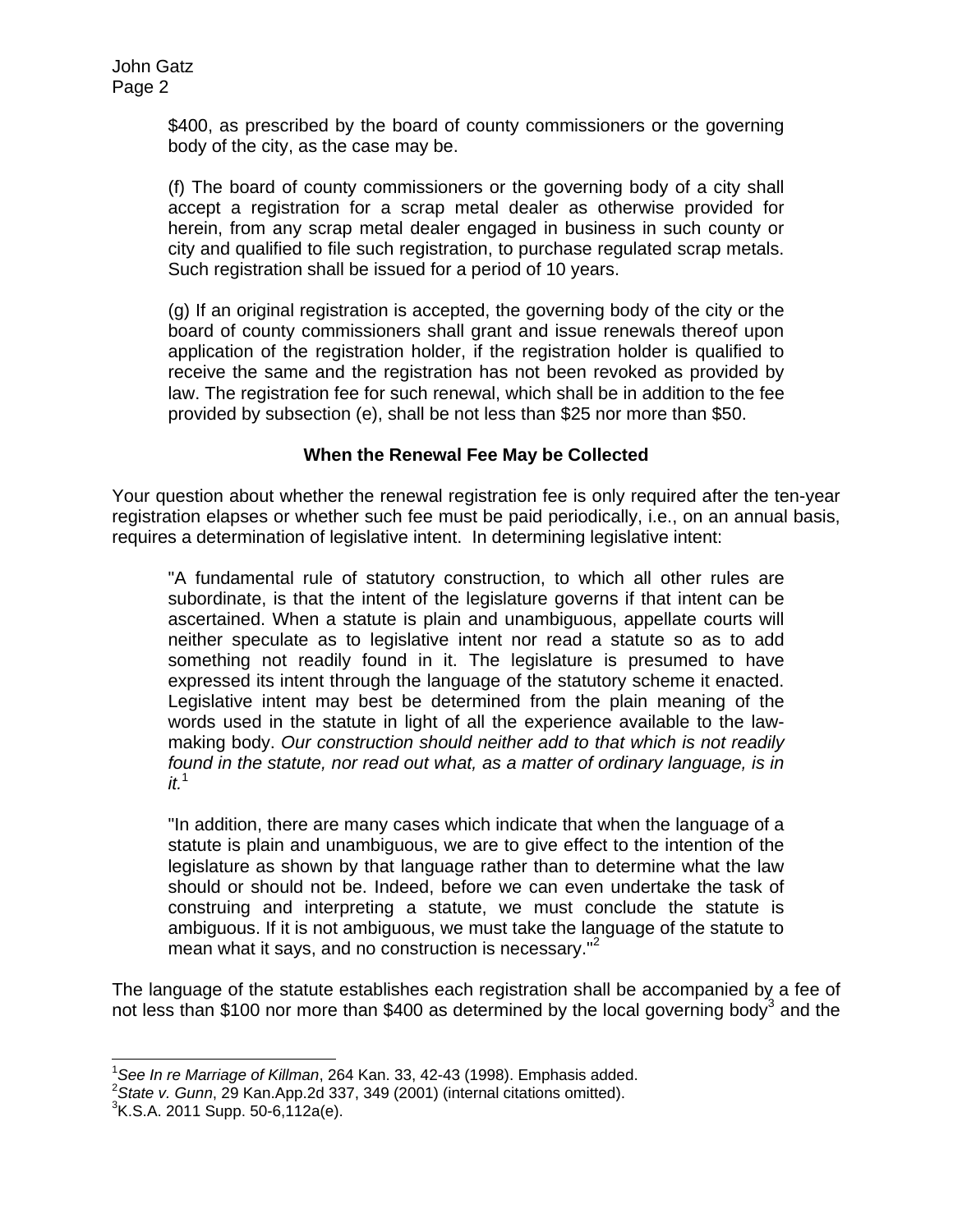> $400, as prescribed by the board of county commissioners or the governing body of the city, as the case may be.
>
> (f) The board of county commissioners or the governing body of a city shall accept a registration for a scrap metal dealer as otherwise provided for herein, from any scrap metal dealer engaged in business in such county or city and qualified to file such registration, to purchase regulated scrap metals. Such registration shall be issued for a period of 10 years.
>
> (g) If an original registration is accepted, the governing body of the city or the board of county commissioners shall grant and issue renewals thereof upon application of the registration holder, if the registration holder is qualified to receive the same and the registration has not been revoked as provided by law. The registration fee for such renewal, which shall be in addition to the fee provided by subsection (e), shall be not less than $25 nor more than $50.

### When the Renewal Fee May be Collected

Your question about whether the renewal registration fee is only required after the ten-year registration elapses or whether such fee must be paid periodically, i.e., on an annual basis, requires a determination of legislative intent. In determining legislative intent:

> "A fundamental rule of statutory construction, to which all other rules are subordinate, is that the intent of the legislature governs if that intent can be ascertained. When a statute is plain and unambiguous, appellate courts will neither speculate as to legislative intent nor read a statute so as to add something not readily found in it. The legislature is presumed to have expressed its intent through the language of the statutory scheme it enacted. Legislative intent may best be determined from the plain meaning of the words used in the statute in light of all the experience available to the law-making body. *Our construction should neither add to that which is not readily found in the statute, nor read out what, as a matter of ordinary language, is in it.*[1]
>
> "In addition, there are many cases which indicate that when the language of a statute is plain and unambiguous, we are to give effect to the intention of the legislature as shown by that language rather than to determine what the law should or should not be. Indeed, before we can even undertake the task of construing and interpreting a statute, we must conclude the statute is ambiguous. If it is not ambiguous, we must take the language of the statute to mean what it says, and no construction is necessary."[2]

The language of the statute establishes each registration shall be accompanied by a fee of not less than $100 nor more than $400 as determined by the local governing body[3] and the

---

[1] *See In re Marriage of Killman*, 264 Kan. 33, 42-43 (1998). Emphasis added.
[2] *State v. Gunn*, 29 Kan.App.2d 337, 349 (2001) (internal citations omitted).
[3] K.S.A. 2011 Supp. 50-6,112a(e).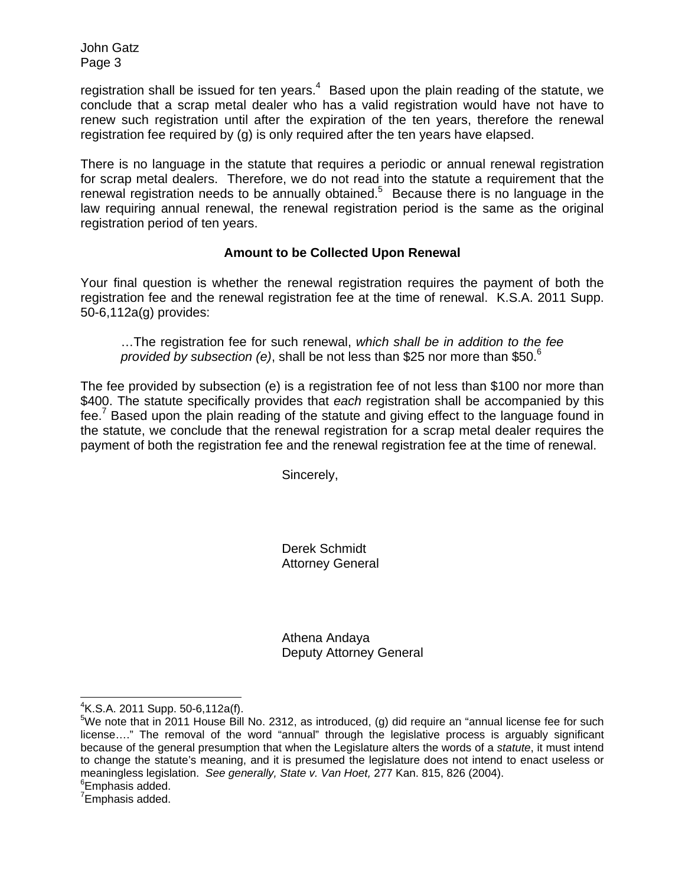registration shall be issued for ten years.[4] Based upon the plain reading of the statute, we conclude that a scrap metal dealer who has a valid registration would have not have to renew such registration until after the expiration of the ten years, therefore the renewal registration fee required by (g) is only required after the ten years have elapsed.

There is no language in the statute that requires a periodic or annual renewal registration for scrap metal dealers. Therefore, we do not read into the statute a requirement that the renewal registration needs to be annually obtained.[5] Because there is no language in the law requiring annual renewal, the renewal registration period is the same as the original registration period of ten years.

**Amount to be Collected Upon Renewal**

Your final question is whether the renewal registration requires the payment of both the registration fee and the renewal registration fee at the time of renewal. K.S.A. 2011 Supp. 50-6,112a(g) provides:

> …The registration fee for such renewal, *which shall be in addition to the fee provided by subsection (e)*, shall be not less than $25 nor more than $50.[6]

The fee provided by subsection (e) is a registration fee of not less than $100 nor more than $400. The statute specifically provides that *each* registration shall be accompanied by this fee.[7] Based upon the plain reading of the statute and giving effect to the language found in the statute, we conclude that the renewal registration for a scrap metal dealer requires the payment of both the registration fee and the renewal registration fee at the time of renewal.

Sincerely,

Derek Schmidt
Attorney General

Athena Andaya
Deputy Attorney General

---

[4]K.S.A. 2011 Supp. 50-6,112a(f).

[5]We note that in 2011 House Bill No. 2312, as introduced, (g) did require an "annual license fee for such license…." The removal of the word "annual" through the legislative process is arguably significant because of the general presumption that when the Legislature alters the words of a *statute*, it must intend to change the statute's meaning, and it is presumed the legislature does not intend to enact useless or meaningless legislation. *See generally, State v. Van Hoet,* 277 Kan. 815, 826 (2004).

[6]Emphasis added.

[7]Emphasis added.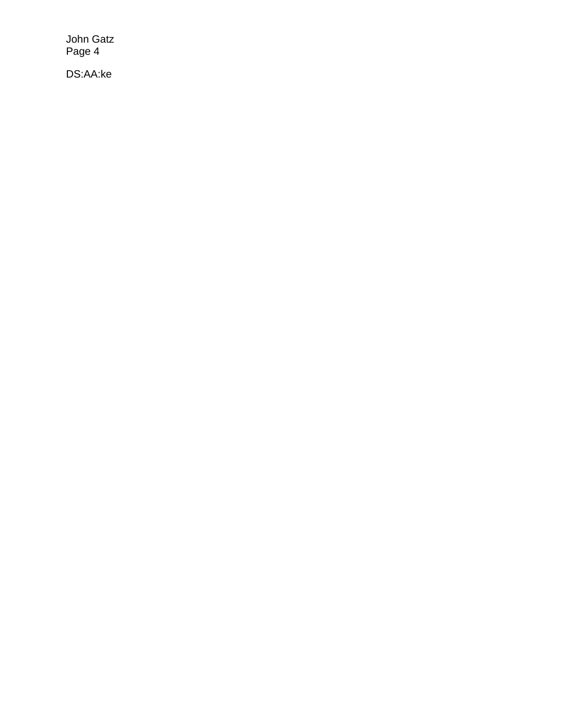DS:AA:ke